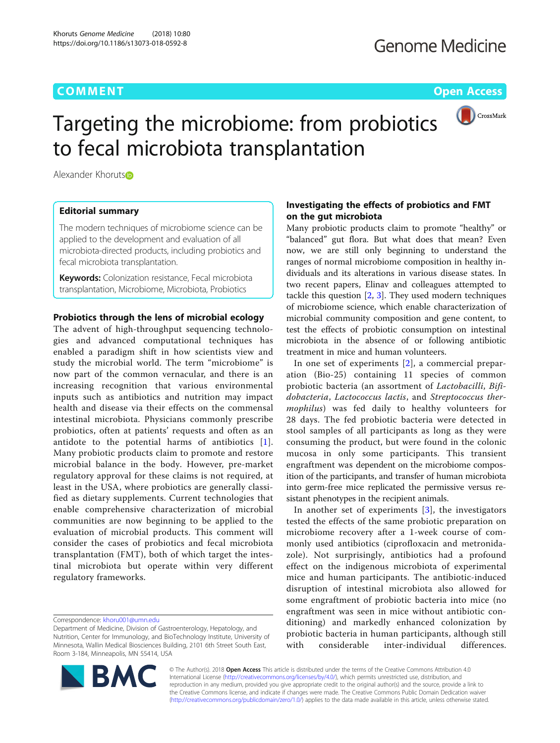COMMENT Open Access

# Targeting the microbiome: from probiotics to fecal microbiota transplantation

Alexander Khoruts

## Editorial summary

The modern techniques of microbiome science can be applied to the development and evaluation of all microbiota-directed products, including probiotics and fecal microbiota transplantation.

**Keywords:** Colonization resistance, Fecal microbiota transplantation, Microbiome, Microbiota, Probiotics

## Probiotics through the lens of microbial ecology

The advent of high-throughput sequencing technologies and advanced computational techniques has enabled a paradigm shift in how scientists view and study the microbial world. The term "microbiome" is now part of the common vernacular, and there is an increasing recognition that various environmental inputs such as antibiotics and nutrition may impact health and disease via their effects on the commensal intestinal microbiota. Physicians commonly prescribe probiotics, often at patients' requests and often as an antidote to the potential harms of antibiotics [1]. Many probiotic products claim to promote and restore microbial balance in the body. However, pre-market regulatory approval for these claims is not required, at least in the USA, where probiotics are generally classified as dietary supplements. Current technologies that enable comprehensive characterization of microbial communities are now beginning to be applied to the evaluation of microbial products. This comment will consider the cases of probiotics and fecal microbiota transplantation (FMT), both of which target the intestinal microbiota but operate within very different regulatory frameworks.

## Investigating the effects of probiotics and FMT on the gut microbiota

Many probiotic products claim to promote "healthy" or "balanced" gut flora. But what does that mean? Even now, we are still only beginning to understand the ranges of normal microbiome composition in healthy individuals and its alterations in various disease states. In two recent papers, Elinav and colleagues attempted to tackle this question [2, 3]. They used modern techniques of microbiome science, which enable characterization of microbial community composition and gene content, to test the effects of probiotic consumption on intestinal microbiota in the absence of or following antibiotic treatment in mice and human volunteers.

In one set of experiments [2], a commercial preparation (Bio-25) containing 11 species of common probiotic bacteria (an assortment of *Lactobacilli*, *Bifidobacteria*, *Lactococcus lactis*, and *Streptococcus thermophilus*) was fed daily to healthy volunteers for 28 days. The fed probiotic bacteria were detected in stool samples of all participants as long as they were consuming the product, but were found in the colonic mucosa in only some participants. This transient engraftment was dependent on the microbiome composition of the participants, and transfer of human microbiota into germ-free mice replicated the permissive versus resistant phenotypes in the recipient animals.

In another set of experiments [3], the investigators tested the effects of the same probiotic preparation on microbiome recovery after a 1-week course of commonly used antibiotics (ciprofloxacin and metronidazole). Not surprisingly, antibiotics had a profound effect on the indigenous microbiota of experimental mice and human participants. The antibiotic-induced disruption of intestinal microbiota also allowed for some engraftment of probiotic bacteria into mice (no engraftment was seen in mice without antibiotic conditioning) and markedly enhanced colonization by probiotic bacteria in human participants, although still with considerable inter-individual differences.

Correspondence: khoru001@umn.edu

Department of Medicine, Division of Gastroenterology, Hepatology, and Nutrition, Center for Immunology, and BioTechnology Institute, University of Minnesota, Wallin Medical Biosciences Building, 2101 6th Street South East, Room 3-184, Minneapolis, MN 55414, USA

© The Author(s). 2018 **Open Access** This article is distributed under the terms of the Creative Commons Attribution 4.0 International License (http://creativecommons.org/licenses/by/4.0/), which permits unrestricted use, distribution, and reproduction in any medium, provided you give appropriate credit to the original author(s) and the source, provide a link to the Creative Commons license, and indicate if changes were made. The Creative Commons Public Domain Dedication waiver (http://creativecommons.org/publicdomain/zero/1.0/) applies to the data made available in this article, unless otherwise stated.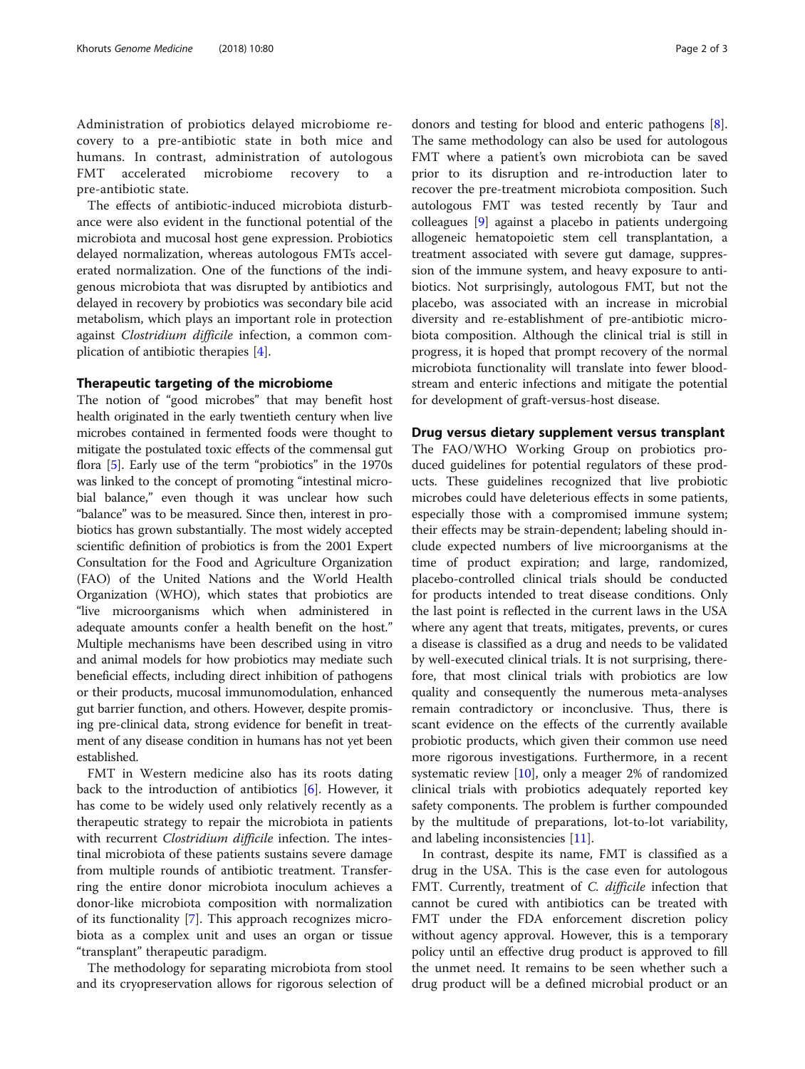Administration of probiotics delayed microbiome recovery to a pre-antibiotic state in both mice and humans. In contrast, administration of autologous FMT accelerated microbiome recovery to a pre-antibiotic state.

The effects of antibiotic-induced microbiota disturbance were also evident in the functional potential of the microbiota and mucosal host gene expression. Probiotics delayed normalization, whereas autologous FMTs accelerated normalization. One of the functions of the indigenous microbiota that was disrupted by antibiotics and delayed in recovery by probiotics was secondary bile acid metabolism, which plays an important role in protection against *Clostridium difficile* infection, a common complication of antibiotic therapies [4].

## Therapeutic targeting of the microbiome

The notion of "good microbes" that may benefit host health originated in the early twentieth century when live microbes contained in fermented foods were thought to mitigate the postulated toxic effects of the commensal gut flora [5]. Early use of the term "probiotics" in the 1970s was linked to the concept of promoting "intestinal microbial balance," even though it was unclear how such "balance" was to be measured. Since then, interest in probiotics has grown substantially. The most widely accepted scientific definition of probiotics is from the 2001 Expert Consultation for the Food and Agriculture Organization (FAO) of the United Nations and the World Health Organization (WHO), which states that probiotics are "live microorganisms which when administered in adequate amounts confer a health benefit on the host." Multiple mechanisms have been described using in vitro and animal models for how probiotics may mediate such beneficial effects, including direct inhibition of pathogens or their products, mucosal immunomodulation, enhanced gut barrier function, and others. However, despite promising pre-clinical data, strong evidence for benefit in treatment of any disease condition in humans has not yet been established.

FMT in Western medicine also has its roots dating back to the introduction of antibiotics [6]. However, it has come to be widely used only relatively recently as a therapeutic strategy to repair the microbiota in patients with recurrent *Clostridium difficile* infection. The intestinal microbiota of these patients sustains severe damage from multiple rounds of antibiotic treatment. Transferring the entire donor microbiota inoculum achieves a donor-like microbiota composition with normalization of its functionality [7]. This approach recognizes microbiota as a complex unit and uses an organ or tissue "transplant" therapeutic paradigm.

The methodology for separating microbiota from stool and its cryopreservation allows for rigorous selection of donors and testing for blood and enteric pathogens [8]. The same methodology can also be used for autologous FMT where a patient's own microbiota can be saved prior to its disruption and re-introduction later to recover the pre-treatment microbiota composition. Such autologous FMT was tested recently by Taur and colleagues [9] against a placebo in patients undergoing allogeneic hematopoietic stem cell transplantation, a treatment associated with severe gut damage, suppression of the immune system, and heavy exposure to antibiotics. Not surprisingly, autologous FMT, but not the placebo, was associated with an increase in microbial diversity and re-establishment of pre-antibiotic microbiota composition. Although the clinical trial is still in progress, it is hoped that prompt recovery of the normal microbiota functionality will translate into fewer bloodstream and enteric infections and mitigate the potential for development of graft-versus-host disease.

## Drug versus dietary supplement versus transplant

The FAO/WHO Working Group on probiotics produced guidelines for potential regulators of these products. These guidelines recognized that live probiotic microbes could have deleterious effects in some patients, especially those with a compromised immune system; their effects may be strain-dependent; labeling should include expected numbers of live microorganisms at the time of product expiration; and large, randomized, placebo-controlled clinical trials should be conducted for products intended to treat disease conditions. Only the last point is reflected in the current laws in the USA where any agent that treats, mitigates, prevents, or cures a disease is classified as a drug and needs to be validated by well-executed clinical trials. It is not surprising, therefore, that most clinical trials with probiotics are low quality and consequently the numerous meta-analyses remain contradictory or inconclusive. Thus, there is scant evidence on the effects of the currently available probiotic products, which given their common use need more rigorous investigations. Furthermore, in a recent systematic review [10], only a meager 2% of randomized clinical trials with probiotics adequately reported key safety components. The problem is further compounded by the multitude of preparations, lot-to-lot variability, and labeling inconsistencies [11].

In contrast, despite its name, FMT is classified as a drug in the USA. This is the case even for autologous FMT. Currently, treatment of *C. difficile* infection that cannot be cured with antibiotics can be treated with FMT under the FDA enforcement discretion policy without agency approval. However, this is a temporary policy until an effective drug product is approved to fill the unmet need. It remains to be seen whether such a drug product will be a defined microbial product or an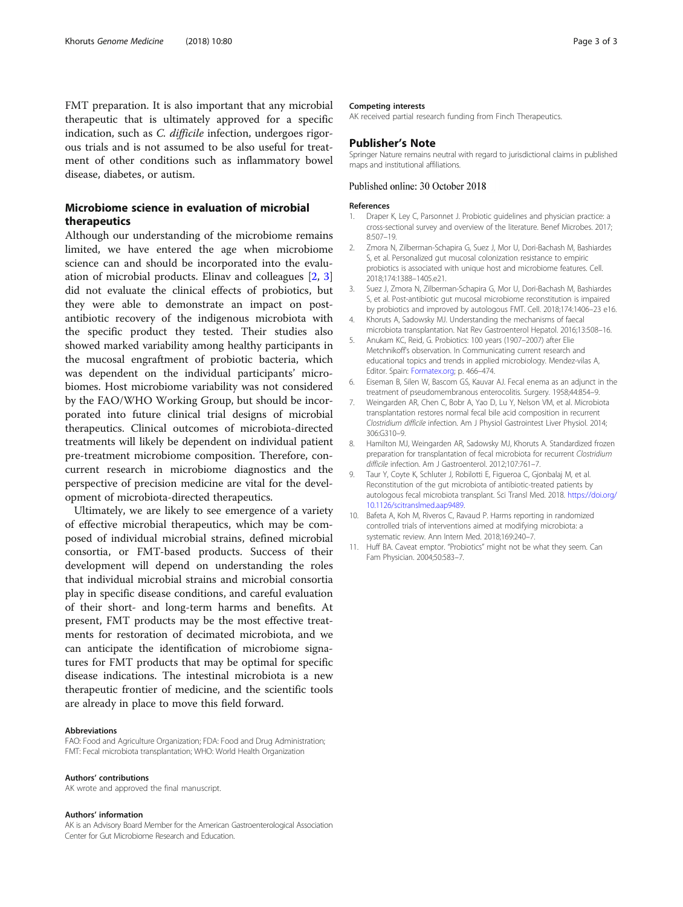FMT preparation. It is also important that any microbial therapeutic that is ultimately approved for a specific indication, such as *C. difficile* infection, undergoes rigorous trials and is not assumed to be also useful for treatment of other conditions such as inflammatory bowel disease, diabetes, or autism.

## Microbiome science in evaluation of microbial therapeutics

Although our understanding of the microbiome remains limited, we have entered the age when microbiome science can and should be incorporated into the evaluation of microbial products. Elinav and colleagues [2, 3] did not evaluate the clinical effects of probiotics, but they were able to demonstrate an impact on post-antibiotic recovery of the indigenous microbiota with the specific product they tested. Their studies also showed marked variability among healthy participants in the mucosal engraftment of probiotic bacteria, which was dependent on the individual participants' microbiomes. Host microbiome variability was not considered by the FAO/WHO Working Group, but should be incorporated into future clinical trial designs of microbial therapeutics. Clinical outcomes of microbiota-directed treatments will likely be dependent on individual patient pre-treatment microbiome composition. Therefore, concurrent research in microbiome diagnostics and the perspective of precision medicine are vital for the development of microbiota-directed therapeutics.

Ultimately, we are likely to see emergence of a variety of effective microbial therapeutics, which may be composed of individual microbial strains, defined microbial consortia, or FMT-based products. Success of their development will depend on understanding the roles that individual microbial strains and microbial consortia play in specific disease conditions, and careful evaluation of their short- and long-term harms and benefits. At present, FMT products may be the most effective treatments for restoration of decimated microbiota, and we can anticipate the identification of microbiome signatures for FMT products that may be optimal for specific disease indications. The intestinal microbiota is a new therapeutic frontier of medicine, and the scientific tools are already in place to move this field forward.

#### Abbreviations

FAO: Food and Agriculture Organization; FDA: Food and Drug Administration; FMT: Fecal microbiota transplantation; WHO: World Health Organization

#### Authors' contributions

AK wrote and approved the final manuscript.

#### Authors' information

AK is an Advisory Board Member for the American Gastroenterological Association Center for Gut Microbiome Research and Education.

#### Competing interests

AK received partial research funding from Finch Therapeutics.

### Publisher's Note

Springer Nature remains neutral with regard to jurisdictional claims in published maps and institutional affiliations.

Published online: 30 October 2018

#### References

1. Draper K, Ley C, Parsonnet J. Probiotic guidelines and physician practice: a cross-sectional survey and overview of the literature. Benef Microbes. 2017;8:507–19.
2. Zmora N, Zilberman-Schapira G, Suez J, Mor U, Dori-Bachash M, Bashiardes S, et al. Personalized gut mucosal colonization resistance to empiric probiotics is associated with unique host and microbiome features. Cell. 2018;174:1388–1405.e21.
3. Suez J, Zmora N, Zilberman-Schapira G, Mor U, Dori-Bachash M, Bashiardes S, et al. Post-antibiotic gut mucosal microbiome reconstitution is impaired by probiotics and improved by autologous FMT. Cell. 2018;174:1406–23 e16.
4. Khoruts A, Sadowsky MJ. Understanding the mechanisms of faecal microbiota transplantation. Nat Rev Gastroenterol Hepatol. 2016;13:508–16.
5. Anukam KC, Reid, G. Probiotics: 100 years (1907–2007) after Elie Metchnikoff's observation. In Communicating current research and educational topics and trends in applied microbiology. Mendez-vilas A, Editor. Spain: Formatex.org; p. 466–474.
6. Eiseman B, Silen W, Bascom GS, Kauvar AJ. Fecal enema as an adjunct in the treatment of pseudomembranous enterocolitis. Surgery. 1958;44:854–9.
7. Weingarden AR, Chen C, Bobr A, Yao D, Lu Y, Nelson VM, et al. Microbiota transplantation restores normal fecal bile acid composition in recurrent *Clostridium difficile* infection. Am J Physiol Gastrointest Liver Physiol. 2014;306:G310–9.
8. Hamilton MJ, Weingarden AR, Sadowsky MJ, Khoruts A. Standardized frozen preparation for transplantation of fecal microbiota for recurrent *Clostridium difficile* infection. Am J Gastroenterol. 2012;107:761–7.
9. Taur Y, Coyte K, Schluter J, Robilotti E, Figueroa C, Gjonbalaj M, et al. Reconstitution of the gut microbiota of antibiotic-treated patients by autologous fecal microbiota transplant. Sci Transl Med. 2018. https://doi.org/10.1126/scitranslmed.aap9489.
10. Bafeta A, Koh M, Riveros C, Ravaud P. Harms reporting in randomized controlled trials of interventions aimed at modifying microbiota: a systematic review. Ann Intern Med. 2018;169:240–7.
11. Huff BA. Caveat emptor. "Probiotics" might not be what they seem. Can Fam Physician. 2004;50:583–7.